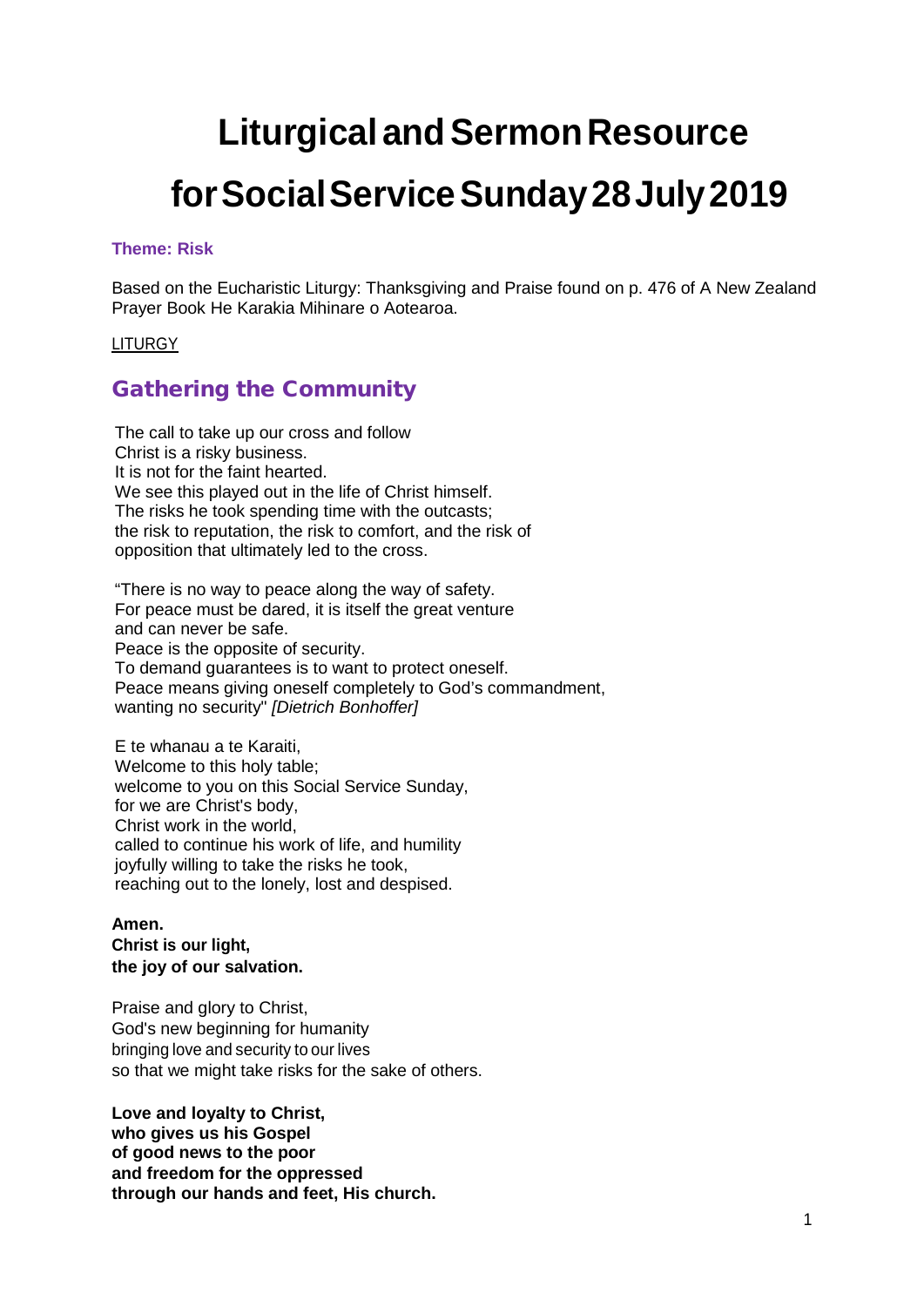# Liturgical and Sermon Resource for Social Service Sunday 28 July 2019

**Theme: Risk**

Based on the Eucharistic Liturgy: Thanksgiving and Praise found on p. 476 of A New Zealand Prayer Book He Karakia Mihinare o Aotearoa.

LITURGY

## Gathering the Community

The call to take up our cross and follow
Christ is a risky business.
It is not for the faint hearted.
We see this played out in the life of Christ himself.
The risks he took spending time with the outcasts;
the risk to reputation, the risk to comfort, and the risk of
opposition that ultimately led to the cross.

"There is no way to peace along the way of safety.
For peace must be dared, it is itself the great venture
and can never be safe.
Peace is the opposite of security.
To demand guarantees is to want to protect oneself.
Peace means giving oneself completely to God's commandment,
wanting no security" *[Dietrich Bonhoffer]*

E te whanau a te Karaiti,
Welcome to this holy table;
welcome to you on this Social Service Sunday,
for we are Christ's body,
Christ work in the world,
called to continue his work of life, and humility
joyfully willing to take the risks he took,
reaching out to the lonely, lost and despised.

**Amen.**
**Christ is our light,**
**the joy of our salvation.**

Praise and glory to Christ,
God's new beginning for humanity
bringing love and security to our lives
so that we might take risks for the sake of others.

**Love and loyalty to Christ,**
**who gives us his Gospel**
**of good news to the poor**
**and freedom for the oppressed**
**through our hands and feet, His church.**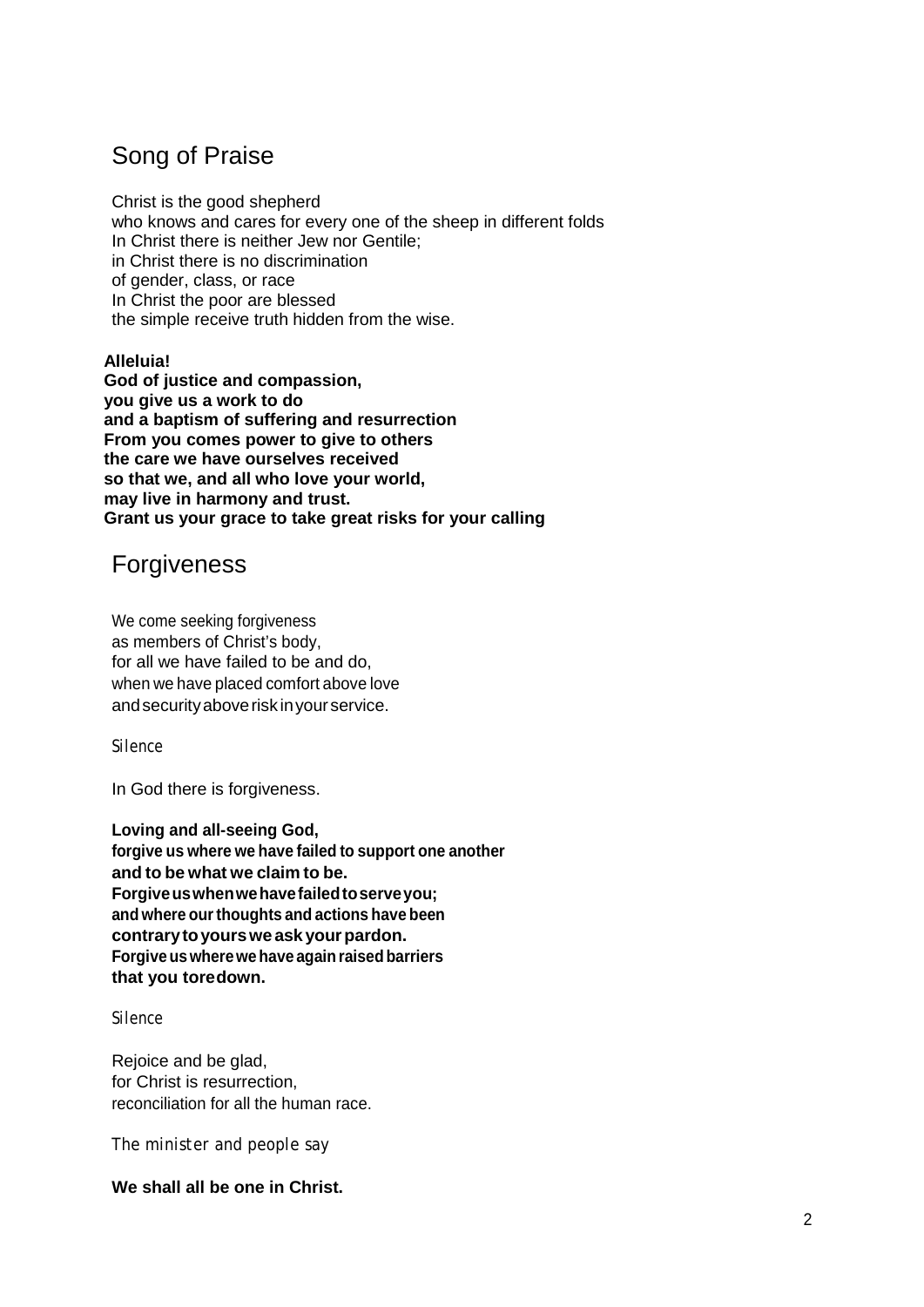## Song of Praise

Christ is the good shepherd
who knows and cares for every one of the sheep in different folds
In Christ there is neither Jew nor Gentile;
in Christ there is no discrimination
of gender, class, or race
In Christ the poor are blessed
the simple receive truth hidden from the wise.

**Alleluia!**
**God of justice and compassion,**
**you give us a work to do**
**and a baptism of suffering and resurrection**
**From you comes power to give to others**
**the care we have ourselves received**
**so that we, and all who love your world,**
**may live in harmony and trust.**
**Grant us your grace to take great risks for your calling**

## Forgiveness

We come seeking forgiveness
as members of Christ's body,
for all we have failed to be and do,
when we have placed comfort above love
and security above risk in your service.

*Silence*

In God there is forgiveness.

**Loving and all-seeing God,**
**forgive us where we have failed to support one another**
**and to be what we claim to be.**
**Forgive us when we have failed to serve you;**
**and where our thoughts and actions have been**
**contrary to yours we ask your pardon.**
**Forgive us where we have again raised barriers**
**that you tore down.**

*Silence*

Rejoice and be glad,
for Christ is resurrection,
reconciliation for all the human race.

*The minister and people say*

**We shall all be one in Christ.**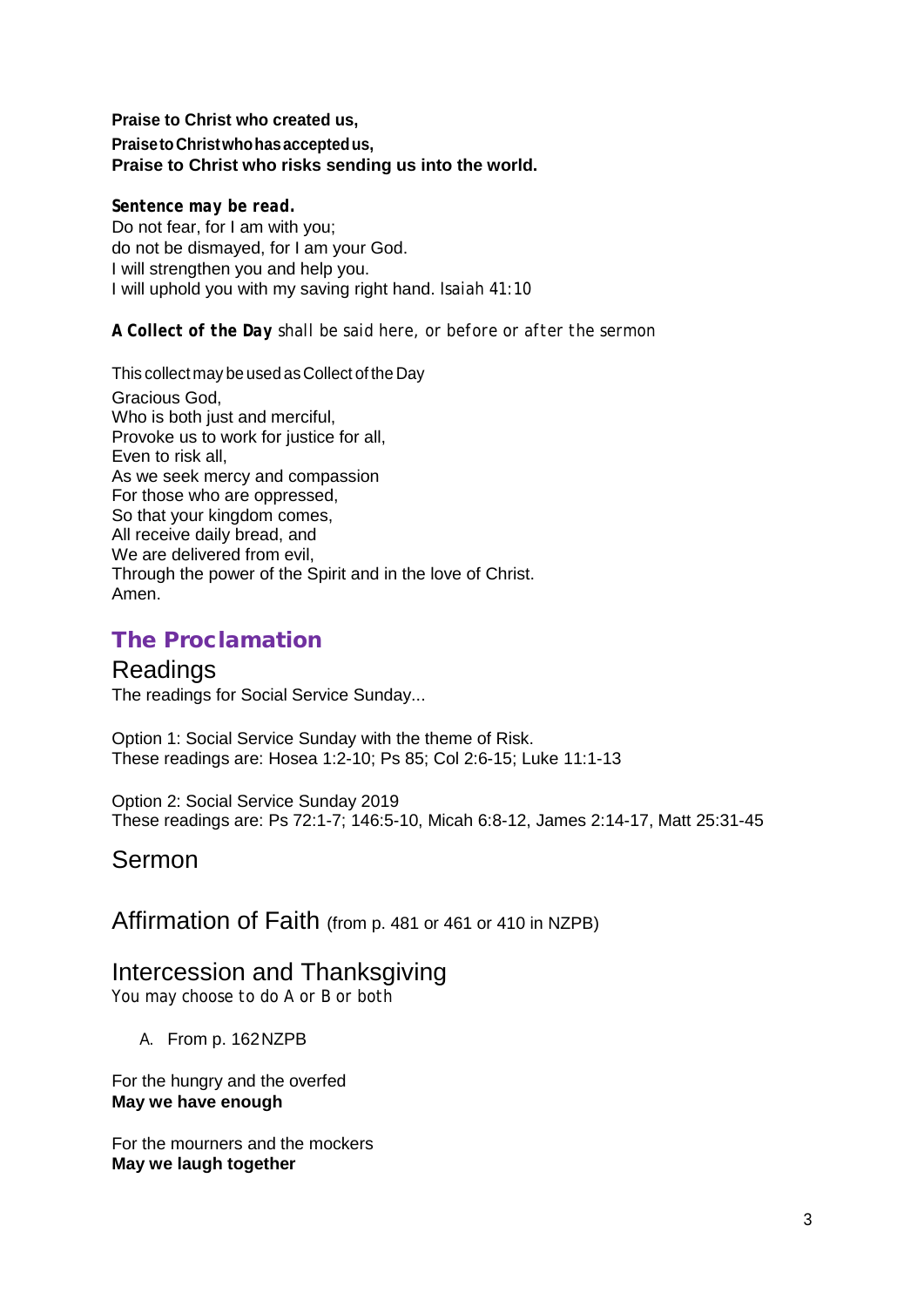**Praise to Christ who created us,**
**Praise to Christ who has accepted us,**
**Praise to Christ who risks sending us into the world.**

***Sentence may be read.***
Do not fear, for I am with you;
do not be dismayed, for I am your God.
I will strengthen you and help you.
I will uphold you with my saving right hand. *Isaiah 41:10*

***A Collect of the Day*** *shall be said here, or before or after the sermon*

This collect may be used as Collect of the Day
Gracious God,
Who is both just and merciful,
Provoke us to work for justice for all,
Even to risk all,
As we seek mercy and compassion
For those who are oppressed,
So that your kingdom comes,
All receive daily bread, and
We are delivered from evil,
Through the power of the Spirit and in the love of Christ.
Amen.

## The Proclamation

### Readings

The readings for Social Service Sunday...

Option 1: Social Service Sunday with the theme of Risk.
These readings are: Hosea 1:2-10; Ps 85; Col 2:6-15; Luke 11:1-13

Option 2: Social Service Sunday 2019
These readings are: Ps 72:1-7; 146:5-10, Micah 6:8-12, James 2:14-17, Matt 25:31-45

### Sermon

### Affirmation of Faith (from p. 481 or 461 or 410 in NZPB)

### Intercession and Thanksgiving

*You may choose to do A or B or both*

A. From p. 162 NZPB

For the hungry and the overfed
**May we have enough**

For the mourners and the mockers
**May we laugh together**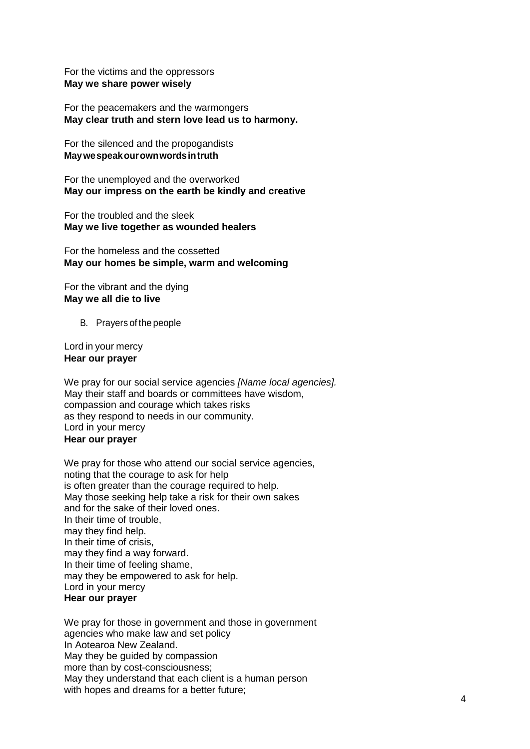For the victims and the oppressors
**May we share power wisely**

For the peacemakers and the warmongers
**May clear truth and stern love lead us to harmony.**

For the silenced and the propogandists
**May we speak our own words in truth**

For the unemployed and the overworked
**May our impress on the earth be kindly and creative**

For the troubled and the sleek
**May we live together as wounded healers**

For the homeless and the cossetted
**May our homes be simple, warm and welcoming**

For the vibrant and the dying
**May we all die to live**

B. Prayers of the people

Lord in your mercy
**Hear our prayer**

We pray for our social service agencies *[Name local agencies]*.
May their staff and boards or committees have wisdom,
compassion and courage which takes risks
as they respond to needs in our community.
Lord in your mercy
**Hear our prayer**

We pray for those who attend our social service agencies,
noting that the courage to ask for help
is often greater than the courage required to help.
May those seeking help take a risk for their own sakes
and for the sake of their loved ones.
In their time of trouble,
may they find help.
In their time of crisis,
may they find a way forward.
In their time of feeling shame,
may they be empowered to ask for help.
Lord in your mercy
**Hear our prayer**

We pray for those in government and those in government
agencies who make law and set policy
In Aotearoa New Zealand.
May they be guided by compassion
more than by cost-consciousness;
May they understand that each client is a human person
with hopes and dreams for a better future;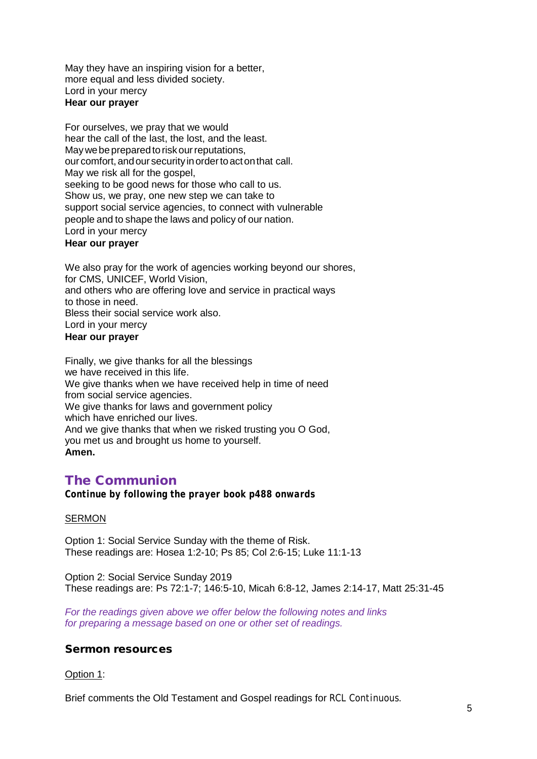May they have an inspiring vision for a better,
more equal and less divided society.
Lord in your mercy
**Hear our prayer**

For ourselves, we pray that we would
hear the call of the last, the lost, and the least.
May we be prepared to risk our reputations,
our comfort, and our security in order to act on that call.
May we risk all for the gospel,
seeking to be good news for those who call to us.
Show us, we pray, one new step we can take to
support social service agencies, to connect with vulnerable
people and to shape the laws and policy of our nation.
Lord in your mercy
**Hear our prayer**

We also pray for the work of agencies working beyond our shores,
for CMS, UNICEF, World Vision,
and others who are offering love and service in practical ways
to those in need.
Bless their social service work also.
Lord in your mercy
**Hear our prayer**

Finally, we give thanks for all the blessings
we have received in this life.
We give thanks when we have received help in time of need
from social service agencies.
We give thanks for laws and government policy
which have enriched our lives.
And we give thanks that when we risked trusting you O God,
you met us and brought us home to yourself.
**Amen.**

## The Communion

***Continue by following the prayer book p488 onwards***

SERMON

Option 1: Social Service Sunday with the theme of Risk.
These readings are: Hosea 1:2-10; Ps 85; Col 2:6-15; Luke 11:1-13

Option 2: Social Service Sunday 2019
These readings are: Ps 72:1-7; 146:5-10, Micah 6:8-12, James 2:14-17, Matt 25:31-45

*For the readings given above we offer below the following notes and links for preparing a message based on one or other set of readings.*

### Sermon resources

Option 1:

Brief comments the Old Testament and Gospel readings for RCL Continuous.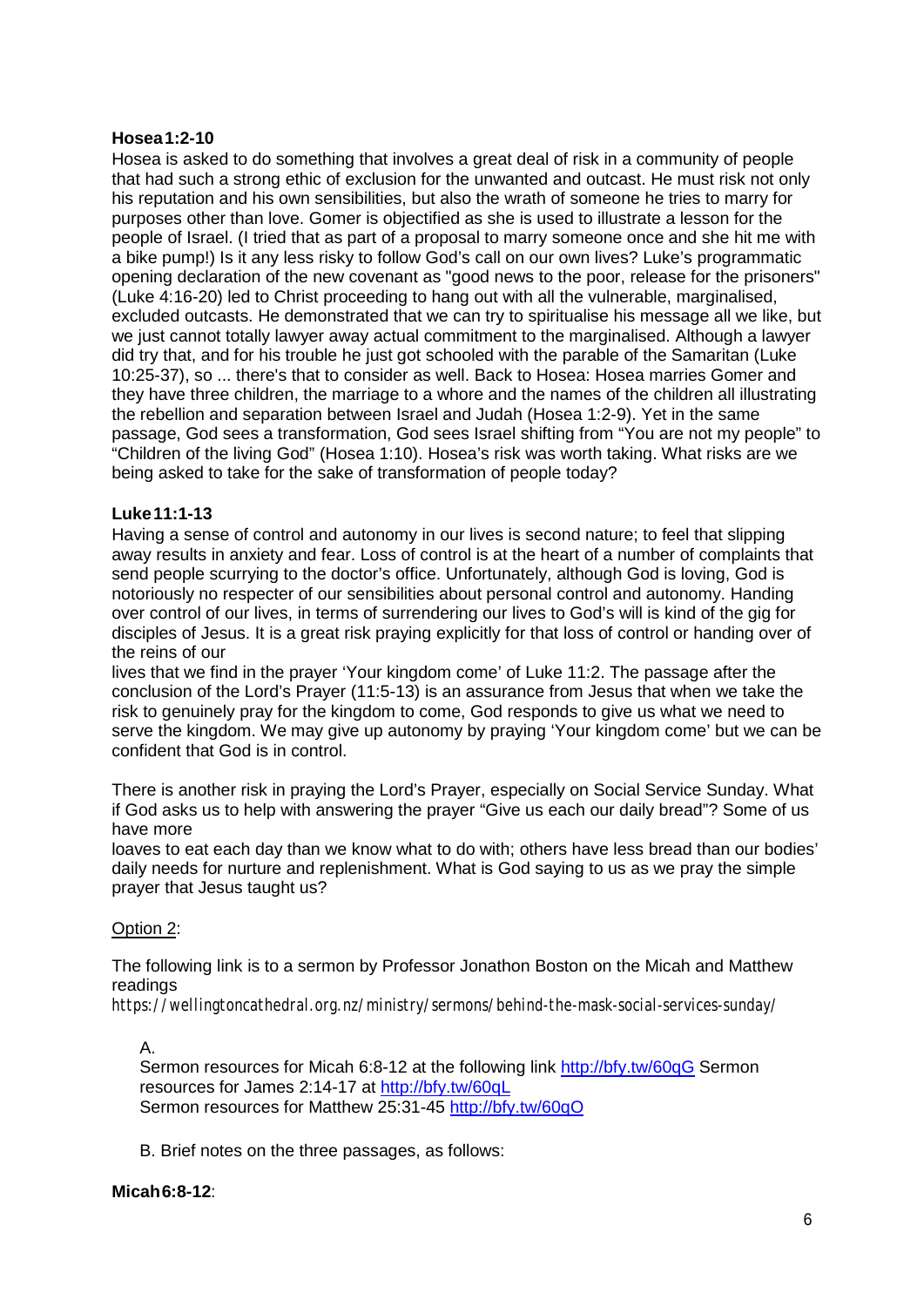**Hosea 1:2-10**

Hosea is asked to do something that involves a great deal of risk in a community of people that had such a strong ethic of exclusion for the unwanted and outcast. He must risk not only his reputation and his own sensibilities, but also the wrath of someone he tries to marry for purposes other than love. Gomer is objectified as she is used to illustrate a lesson for the people of Israel. (I tried that as part of a proposal to marry someone once and she hit me with a bike pump!) Is it any less risky to follow God's call on our own lives? Luke's programmatic opening declaration of the new covenant as "good news to the poor, release for the prisoners" (Luke 4:16-20) led to Christ proceeding to hang out with all the vulnerable, marginalised, excluded outcasts. He demonstrated that we can try to spiritualise his message all we like, but we just cannot totally lawyer away actual commitment to the marginalised. Although a lawyer did try that, and for his trouble he just got schooled with the parable of the Samaritan (Luke 10:25-37), so ... there's that to consider as well. Back to Hosea: Hosea marries Gomer and they have three children, the marriage to a whore and the names of the children all illustrating the rebellion and separation between Israel and Judah (Hosea 1:2-9). Yet in the same passage, God sees a transformation, God sees Israel shifting from "You are not my people" to "Children of the living God" (Hosea 1:10). Hosea's risk was worth taking. What risks are we being asked to take for the sake of transformation of people today?

**Luke 11:1-13**

Having a sense of control and autonomy in our lives is second nature; to feel that slipping away results in anxiety and fear. Loss of control is at the heart of a number of complaints that send people scurrying to the doctor's office. Unfortunately, although God is loving, God is notoriously no respecter of our sensibilities about personal control and autonomy. Handing over control of our lives, in terms of surrendering our lives to God's will is kind of the gig for disciples of Jesus. It is a great risk praying explicitly for that loss of control or handing over of the reins of our lives that we find in the prayer 'Your kingdom come' of Luke 11:2. The passage after the conclusion of the Lord's Prayer (11:5-13) is an assurance from Jesus that when we take the risk to genuinely pray for the kingdom to come, God responds to give us what we need to serve the kingdom. We may give up autonomy by praying 'Your kingdom come' but we can be confident that God is in control.

There is another risk in praying the Lord's Prayer, especially on Social Service Sunday. What if God asks us to help with answering the prayer "Give us each our daily bread"? Some of us have more loaves to eat each day than we know what to do with; others have less bread than our bodies' daily needs for nurture and replenishment. What is God saying to us as we pray the simple prayer that Jesus taught us?

Option 2:

The following link is to a sermon by Professor Jonathon Boston on the Micah and Matthew readings
https://wellingtoncathedral.org.nz/ministry/sermons/behind-the-mask-social-services-sunday/

A.
Sermon resources for Micah 6:8-12 at the following link http://bfy.tw/60qG Sermon resources for James 2:14-17 at http://bfy.tw/60qL
Sermon resources for Matthew 25:31-45 http://bfy.tw/60qO

B. Brief notes on the three passages, as follows:

**Micah 6:8-12**: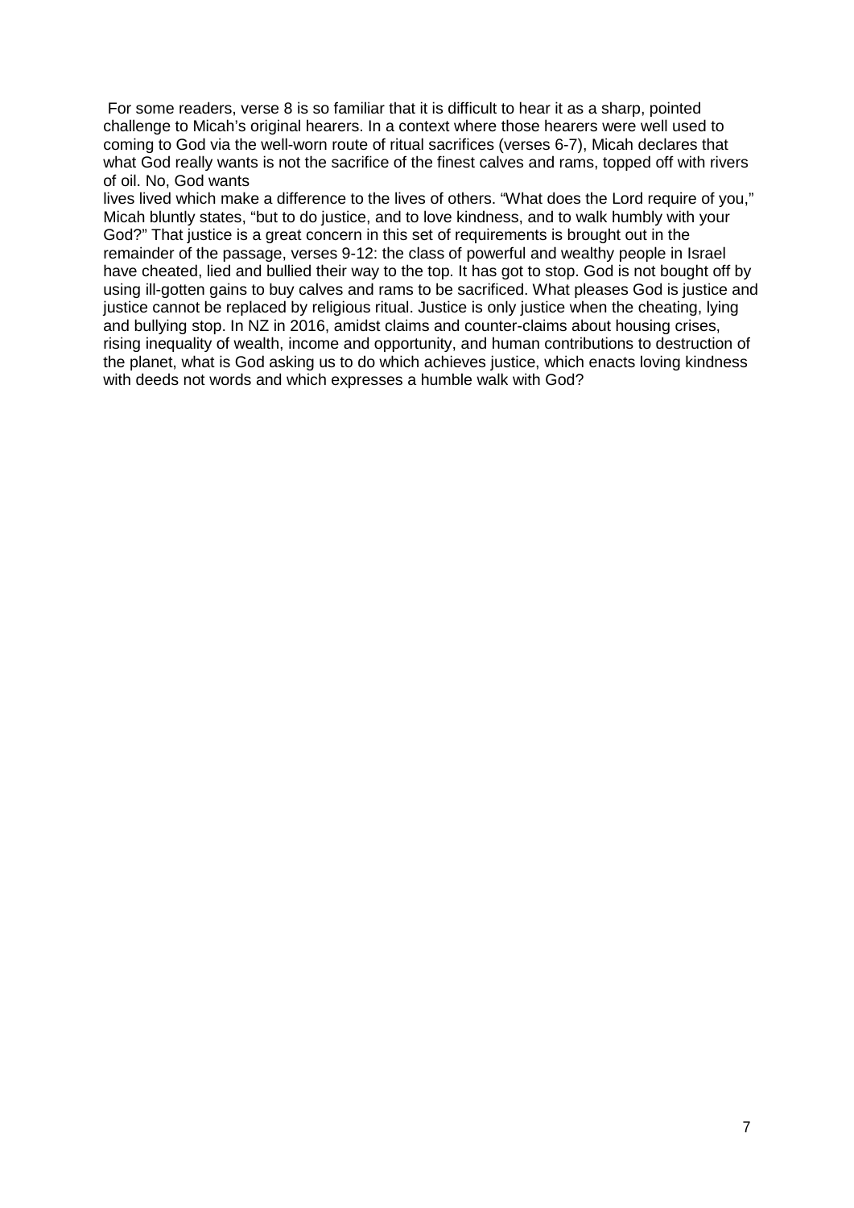For some readers, verse 8 is so familiar that it is difficult to hear it as a sharp, pointed challenge to Micah's original hearers. In a context where those hearers were well used to coming to God via the well-worn route of ritual sacrifices (verses 6-7), Micah declares that what God really wants is not the sacrifice of the finest calves and rams, topped off with rivers of oil. No, God wants
lives lived which make a difference to the lives of others. "What does the Lord require of you," Micah bluntly states, "but to do justice, and to love kindness, and to walk humbly with your God?" That justice is a great concern in this set of requirements is brought out in the remainder of the passage, verses 9-12: the class of powerful and wealthy people in Israel have cheated, lied and bullied their way to the top. It has got to stop. God is not bought off by using ill-gotten gains to buy calves and rams to be sacrificed. What pleases God is justice and justice cannot be replaced by religious ritual. Justice is only justice when the cheating, lying and bullying stop. In NZ in 2016, amidst claims and counter-claims about housing crises, rising inequality of wealth, income and opportunity, and human contributions to destruction of the planet, what is God asking us to do which achieves justice, which enacts loving kindness with deeds not words and which expresses a humble walk with God?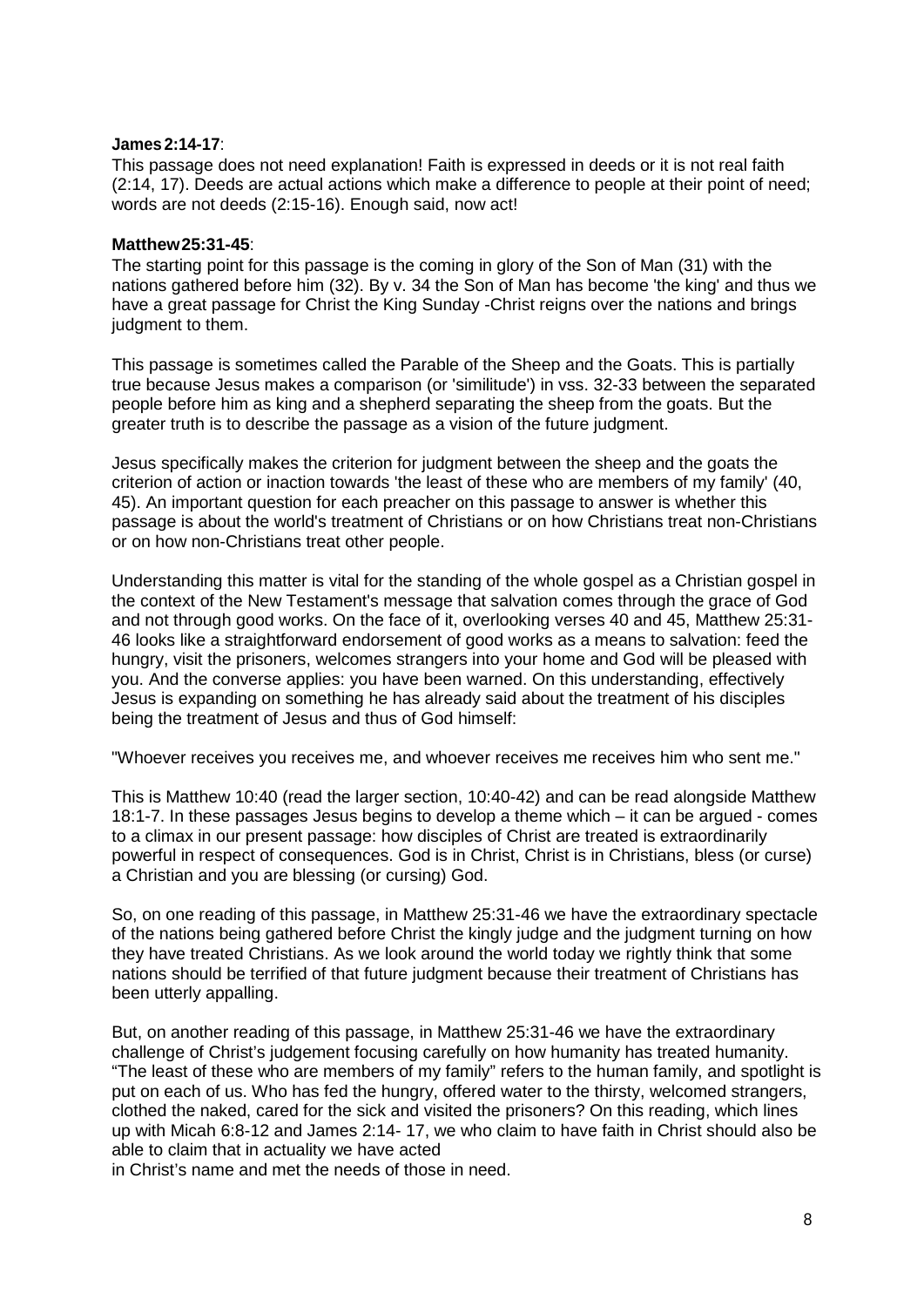**James 2:14-17**:
This passage does not need explanation! Faith is expressed in deeds or it is not real faith (2:14, 17). Deeds are actual actions which make a difference to people at their point of need; words are not deeds (2:15-16). Enough said, now act!

**Matthew 25:31-45**:
The starting point for this passage is the coming in glory of the Son of Man (31) with the nations gathered before him (32). By v. 34 the Son of Man has become 'the king' and thus we have a great passage for Christ the King Sunday -Christ reigns over the nations and brings judgment to them.

This passage is sometimes called the Parable of the Sheep and the Goats. This is partially true because Jesus makes a comparison (or 'similitude') in vss. 32-33 between the separated people before him as king and a shepherd separating the sheep from the goats. But the greater truth is to describe the passage as a vision of the future judgment.

Jesus specifically makes the criterion for judgment between the sheep and the goats the criterion of action or inaction towards 'the least of these who are members of my family' (40, 45). An important question for each preacher on this passage to answer is whether this passage is about the world's treatment of Christians or on how Christians treat non-Christians or on how non-Christians treat other people.

Understanding this matter is vital for the standing of the whole gospel as a Christian gospel in the context of the New Testament's message that salvation comes through the grace of God and not through good works. On the face of it, overlooking verses 40 and 45, Matthew 25:31-46 looks like a straightforward endorsement of good works as a means to salvation: feed the hungry, visit the prisoners, welcomes strangers into your home and God will be pleased with you. And the converse applies: you have been warned. On this understanding, effectively Jesus is expanding on something he has already said about the treatment of his disciples being the treatment of Jesus and thus of God himself:

"Whoever receives you receives me, and whoever receives me receives him who sent me."

This is Matthew 10:40 (read the larger section, 10:40-42) and can be read alongside Matthew 18:1-7. In these passages Jesus begins to develop a theme which – it can be argued - comes to a climax in our present passage: how disciples of Christ are treated is extraordinarily powerful in respect of consequences. God is in Christ, Christ is in Christians, bless (or curse) a Christian and you are blessing (or cursing) God.

So, on one reading of this passage, in Matthew 25:31-46 we have the extraordinary spectacle of the nations being gathered before Christ the kingly judge and the judgment turning on how they have treated Christians. As we look around the world today we rightly think that some nations should be terrified of that future judgment because their treatment of Christians has been utterly appalling.

But, on another reading of this passage, in Matthew 25:31-46 we have the extraordinary challenge of Christ's judgement focusing carefully on how humanity has treated humanity. "The least of these who are members of my family" refers to the human family, and spotlight is put on each of us. Who has fed the hungry, offered water to the thirsty, welcomed strangers, clothed the naked, cared for the sick and visited the prisoners? On this reading, which lines up with Micah 6:8-12 and James 2:14- 17, we who claim to have faith in Christ should also be able to claim that in actuality we have acted in Christ's name and met the needs of those in need.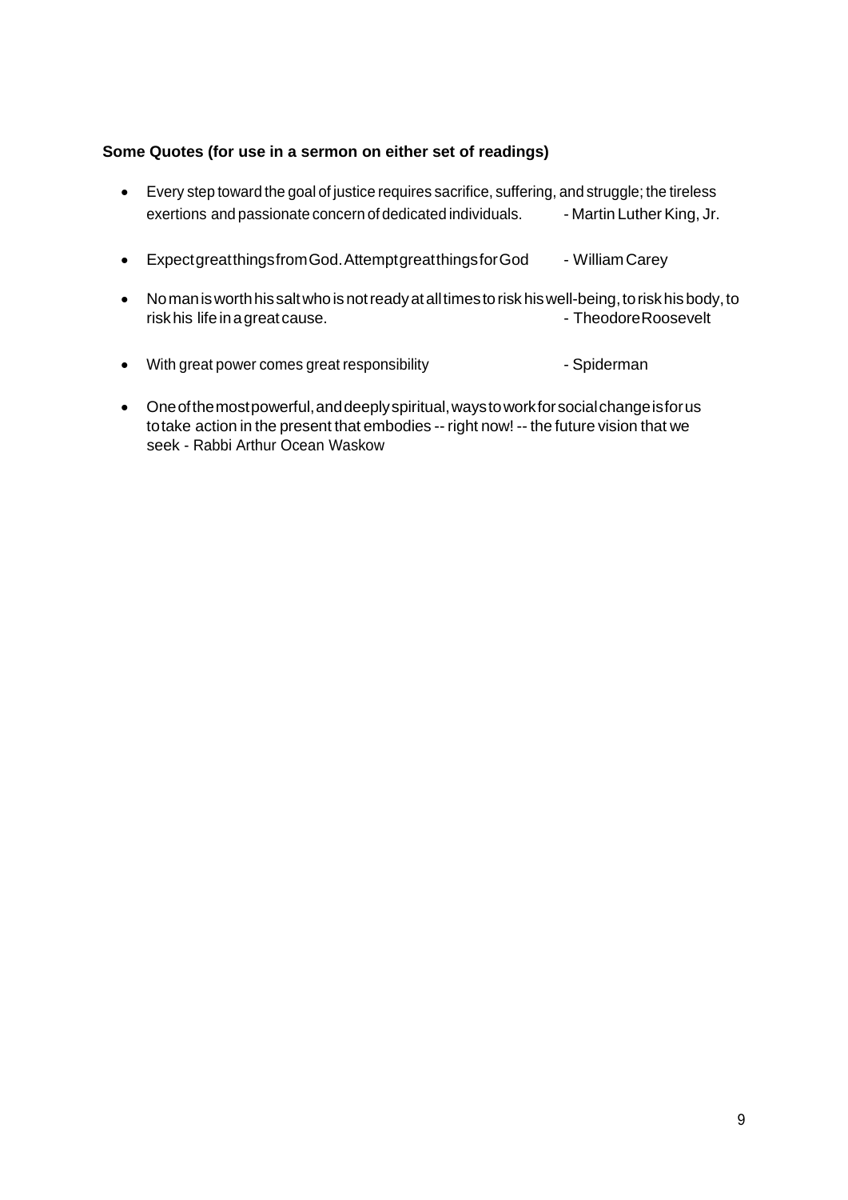**Some Quotes (for use in a sermon on either set of readings)**

- Every step toward the goal of justice requires sacrifice, suffering, and struggle; the tireless exertions and passionate concern of dedicated individuals. - Martin Luther King, Jr.

- Expect great things from God. Attempt great things for God - William Carey

- No man is worth his salt who is not ready at all times to risk his well-being, to risk his body, to risk his life in a great cause. - Theodore Roosevelt

- With great power comes great responsibility - Spiderman

- One of the most powerful, and deeply spiritual, ways to work for social change is for us to take action in the present that embodies -- right now! -- the future vision that we seek - Rabbi Arthur Ocean Waskow